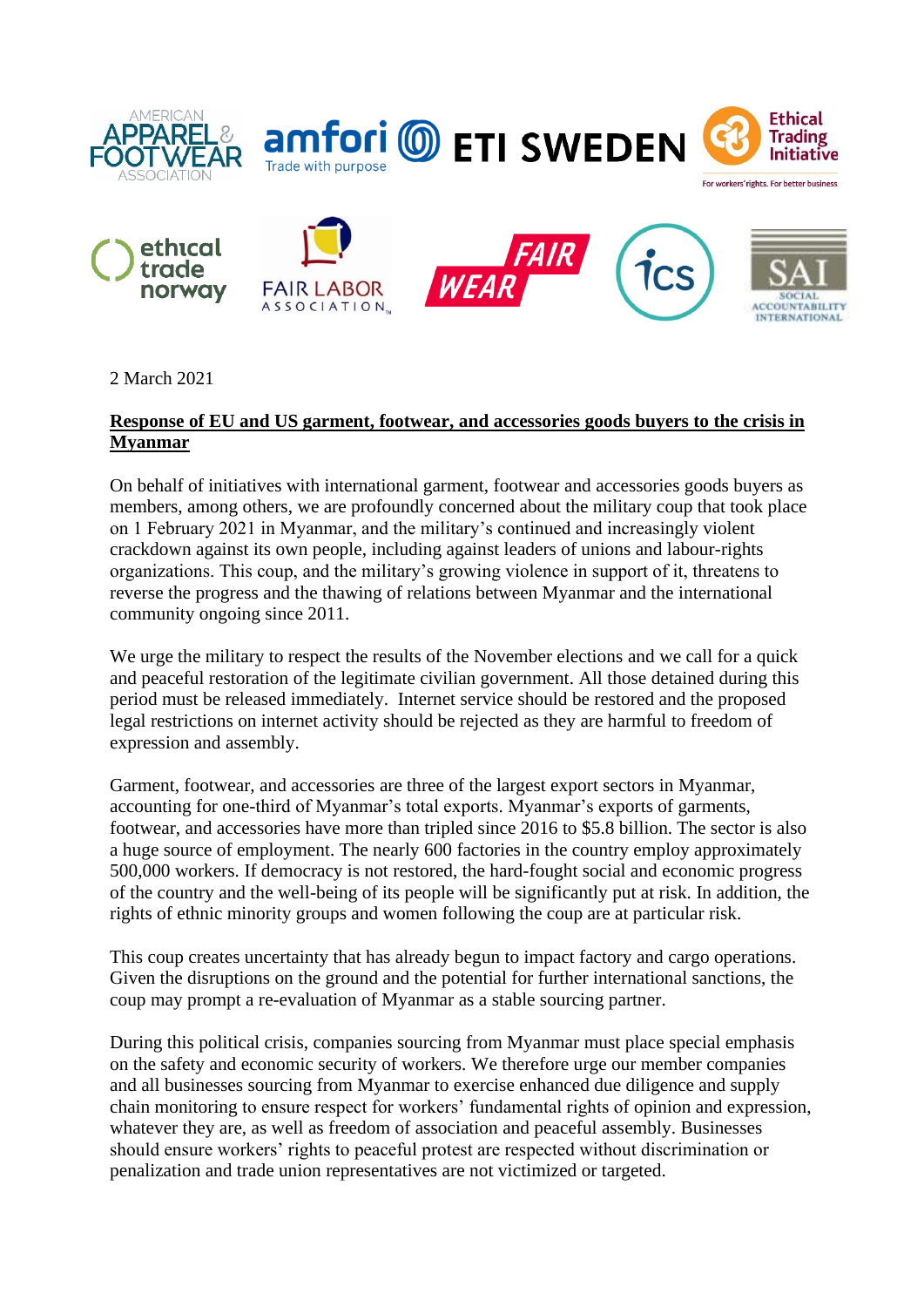2 March 2021

**Response of EU and US garment, footwear, and accessories goods buyers to the crisis in Myanmar**

On behalf of initiatives with international garment, footwear and accessories goods buyers as members, among others, we are profoundly concerned about the military coup that took place on 1 February 2021 in Myanmar, and the military's continued and increasingly violent crackdown against its own people, including against leaders of unions and labour-rights organizations. This coup, and the military's growing violence in support of it, threatens to reverse the progress and the thawing of relations between Myanmar and the international community ongoing since 2011.

We urge the military to respect the results of the November elections and we call for a quick and peaceful restoration of the legitimate civilian government. All those detained during this period must be released immediately. Internet service should be restored and the proposed legal restrictions on internet activity should be rejected as they are harmful to freedom of expression and assembly.

Garment, footwear, and accessories are three of the largest export sectors in Myanmar, accounting for one-third of Myanmar's total exports. Myanmar's exports of garments, footwear, and accessories have more than tripled since 2016 to $5.8 billion. The sector is also a huge source of employment. The nearly 600 factories in the country employ approximately 500,000 workers. If democracy is not restored, the hard-fought social and economic progress of the country and the well-being of its people will be significantly put at risk. In addition, the rights of ethnic minority groups and women following the coup are at particular risk.

This coup creates uncertainty that has already begun to impact factory and cargo operations. Given the disruptions on the ground and the potential for further international sanctions, the coup may prompt a re-evaluation of Myanmar as a stable sourcing partner.

During this political crisis, companies sourcing from Myanmar must place special emphasis on the safety and economic security of workers. We therefore urge our member companies and all businesses sourcing from Myanmar to exercise enhanced due diligence and supply chain monitoring to ensure respect for workers' fundamental rights of opinion and expression, whatever they are, as well as freedom of association and peaceful assembly. Businesses should ensure workers' rights to peaceful protest are respected without discrimination or penalization and trade union representatives are not victimized or targeted.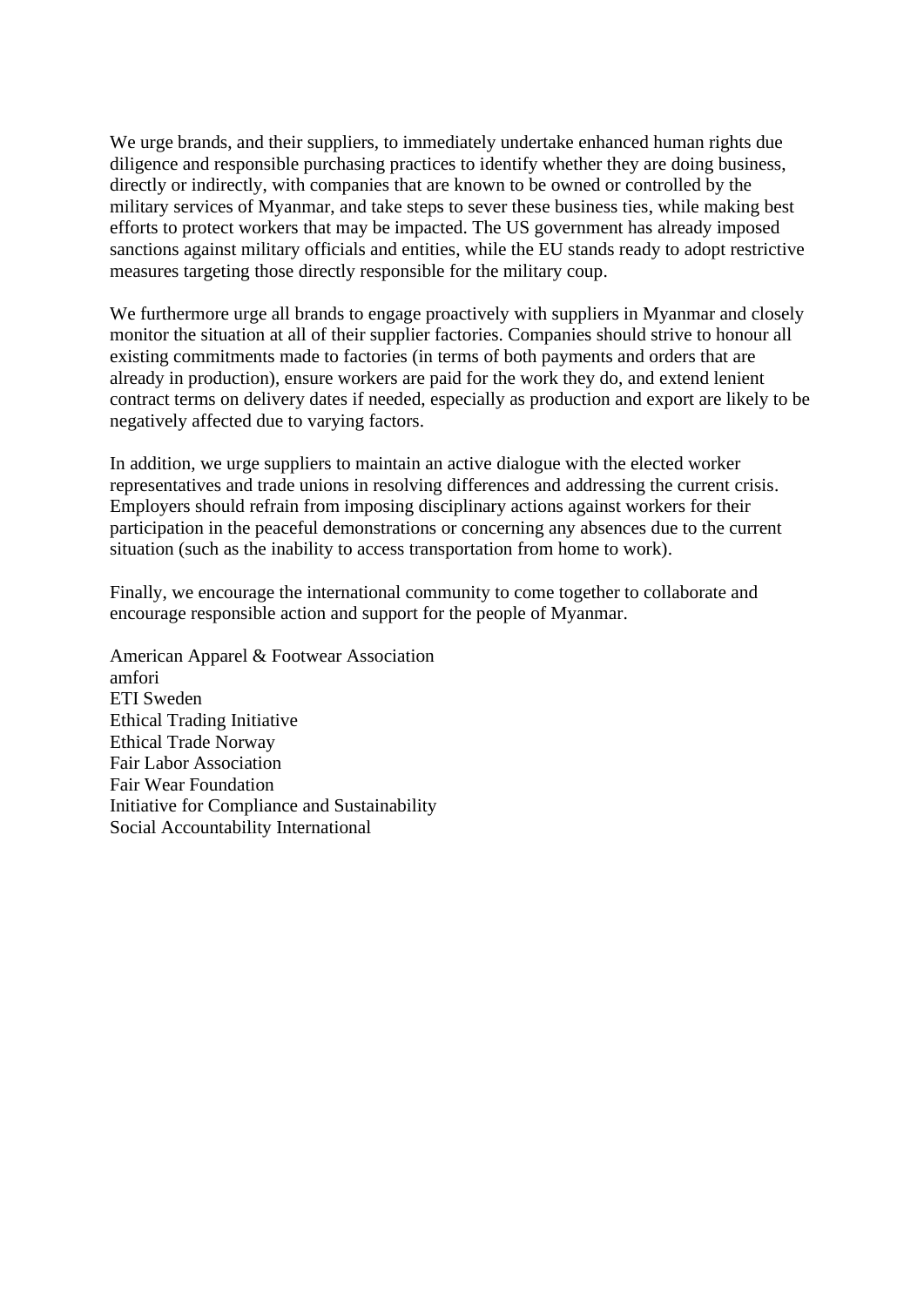We urge brands, and their suppliers, to immediately undertake enhanced human rights due diligence and responsible purchasing practices to identify whether they are doing business, directly or indirectly, with companies that are known to be owned or controlled by the military services of Myanmar, and take steps to sever these business ties, while making best efforts to protect workers that may be impacted. The US government has already imposed sanctions against military officials and entities, while the EU stands ready to adopt restrictive measures targeting those directly responsible for the military coup.

We furthermore urge all brands to engage proactively with suppliers in Myanmar and closely monitor the situation at all of their supplier factories. Companies should strive to honour all existing commitments made to factories (in terms of both payments and orders that are already in production), ensure workers are paid for the work they do, and extend lenient contract terms on delivery dates if needed, especially as production and export are likely to be negatively affected due to varying factors.

In addition, we urge suppliers to maintain an active dialogue with the elected worker representatives and trade unions in resolving differences and addressing the current crisis. Employers should refrain from imposing disciplinary actions against workers for their participation in the peaceful demonstrations or concerning any absences due to the current situation (such as the inability to access transportation from home to work).

Finally, we encourage the international community to come together to collaborate and encourage responsible action and support for the people of Myanmar.

American Apparel & Footwear Association  
amfori  
ETI Sweden  
Ethical Trading Initiative  
Ethical Trade Norway  
Fair Labor Association  
Fair Wear Foundation  
Initiative for Compliance and Sustainability  
Social Accountability International